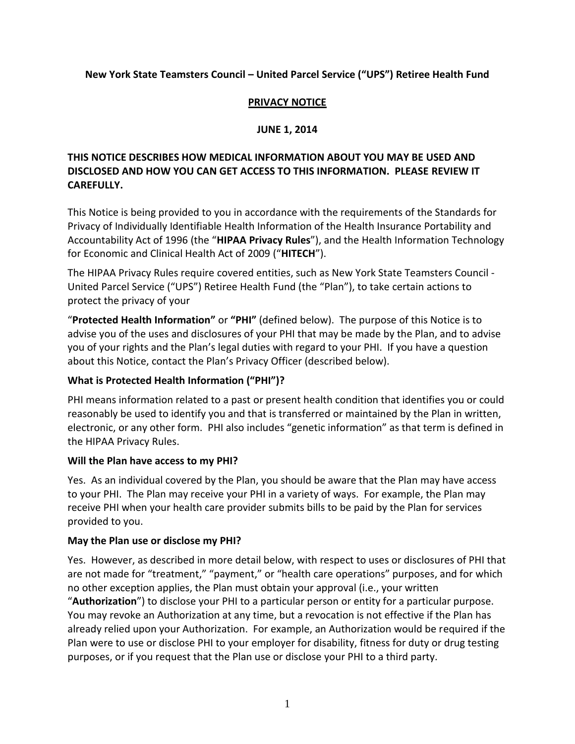**New York State Teamsters Council – United Parcel Service ("UPS") Retiree Health Fund**

# PRIVACY NOTICE

**JUNE 1, 2014**

**THIS NOTICE DESCRIBES HOW MEDICAL INFORMATION ABOUT YOU MAY BE USED AND DISCLOSED AND HOW YOU CAN GET ACCESS TO THIS INFORMATION. PLEASE REVIEW IT CAREFULLY.**

This Notice is being provided to you in accordance with the requirements of the Standards for Privacy of Individually Identifiable Health Information of the Health Insurance Portability and Accountability Act of 1996 (the "**HIPAA Privacy Rules**"), and the Health Information Technology for Economic and Clinical Health Act of 2009 ("**HITECH**").

The HIPAA Privacy Rules require covered entities, such as New York State Teamsters Council - United Parcel Service ("UPS") Retiree Health Fund (the "Plan"), to take certain actions to protect the privacy of your

"**Protected Health Information"** or **"PHI"** (defined below). The purpose of this Notice is to advise you of the uses and disclosures of your PHI that may be made by the Plan, and to advise you of your rights and the Plan's legal duties with regard to your PHI. If you have a question about this Notice, contact the Plan's Privacy Officer (described below).

### What is Protected Health Information ("PHI")?

PHI means information related to a past or present health condition that identifies you or could reasonably be used to identify you and that is transferred or maintained by the Plan in written, electronic, or any other form. PHI also includes "genetic information" as that term is defined in the HIPAA Privacy Rules.

### Will the Plan have access to my PHI?

Yes. As an individual covered by the Plan, you should be aware that the Plan may have access to your PHI. The Plan may receive your PHI in a variety of ways. For example, the Plan may receive PHI when your health care provider submits bills to be paid by the Plan for services provided to you.

### May the Plan use or disclose my PHI?

Yes. However, as described in more detail below, with respect to uses or disclosures of PHI that are not made for "treatment," "payment," or "health care operations" purposes, and for which no other exception applies, the Plan must obtain your approval (i.e., your written "**Authorization**") to disclose your PHI to a particular person or entity for a particular purpose. You may revoke an Authorization at any time, but a revocation is not effective if the Plan has already relied upon your Authorization. For example, an Authorization would be required if the Plan were to use or disclose PHI to your employer for disability, fitness for duty or drug testing purposes, or if you request that the Plan use or disclose your PHI to a third party.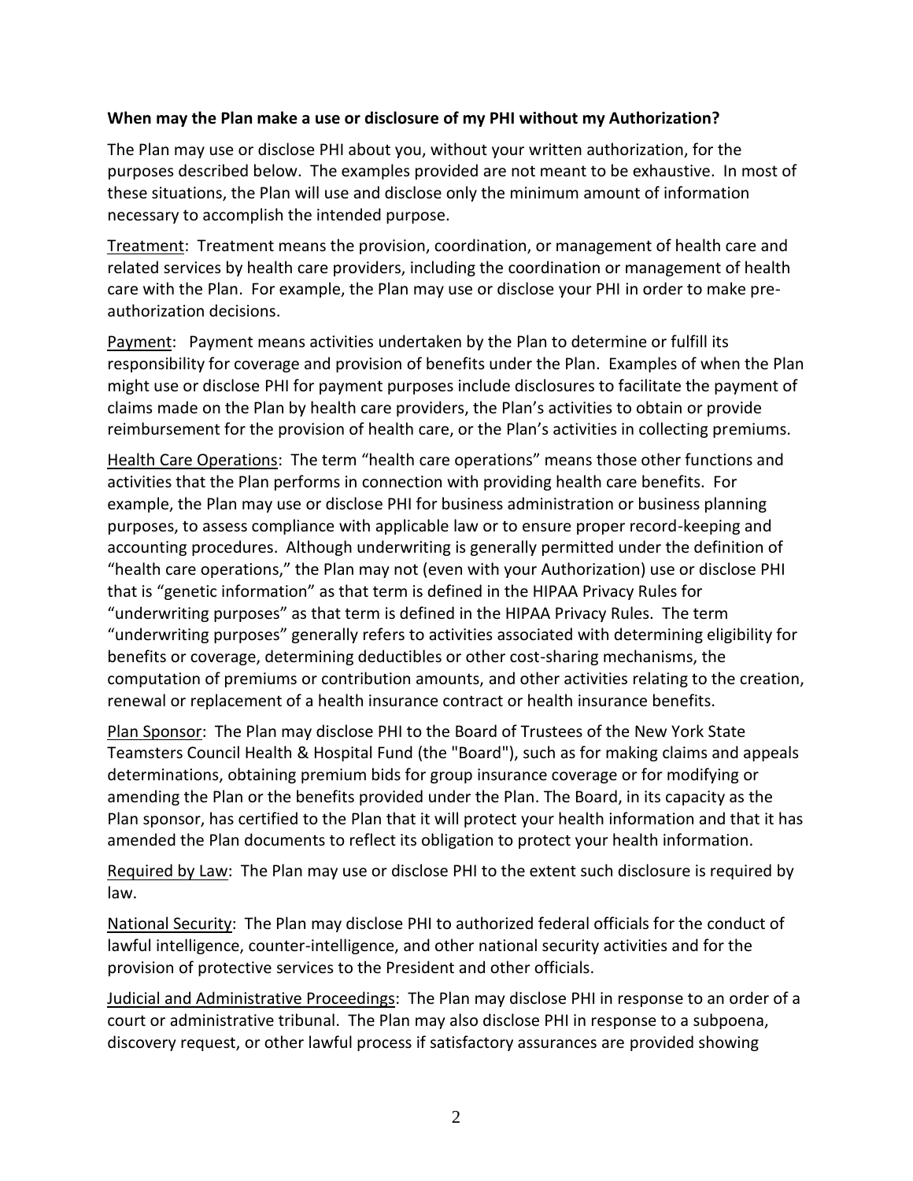**When may the Plan make a use or disclosure of my PHI without my Authorization?**

The Plan may use or disclose PHI about you, without your written authorization, for the purposes described below. The examples provided are not meant to be exhaustive. In most of these situations, the Plan will use and disclose only the minimum amount of information necessary to accomplish the intended purpose.

<u>Treatment</u>: Treatment means the provision, coordination, or management of health care and related services by health care providers, including the coordination or management of health care with the Plan. For example, the Plan may use or disclose your PHI in order to make pre-authorization decisions.

<u>Payment</u>: Payment means activities undertaken by the Plan to determine or fulfill its responsibility for coverage and provision of benefits under the Plan. Examples of when the Plan might use or disclose PHI for payment purposes include disclosures to facilitate the payment of claims made on the Plan by health care providers, the Plan's activities to obtain or provide reimbursement for the provision of health care, or the Plan's activities in collecting premiums.

<u>Health Care Operations</u>: The term "health care operations" means those other functions and activities that the Plan performs in connection with providing health care benefits. For example, the Plan may use or disclose PHI for business administration or business planning purposes, to assess compliance with applicable law or to ensure proper record-keeping and accounting procedures. Although underwriting is generally permitted under the definition of "health care operations," the Plan may not (even with your Authorization) use or disclose PHI that is "genetic information" as that term is defined in the HIPAA Privacy Rules for "underwriting purposes" as that term is defined in the HIPAA Privacy Rules. The term "underwriting purposes" generally refers to activities associated with determining eligibility for benefits or coverage, determining deductibles or other cost-sharing mechanisms, the computation of premiums or contribution amounts, and other activities relating to the creation, renewal or replacement of a health insurance contract or health insurance benefits.

<u>Plan Sponsor</u>: The Plan may disclose PHI to the Board of Trustees of the New York State Teamsters Council Health & Hospital Fund (the "Board"), such as for making claims and appeals determinations, obtaining premium bids for group insurance coverage or for modifying or amending the Plan or the benefits provided under the Plan. The Board, in its capacity as the Plan sponsor, has certified to the Plan that it will protect your health information and that it has amended the Plan documents to reflect its obligation to protect your health information.

<u>Required by Law</u>: The Plan may use or disclose PHI to the extent such disclosure is required by law.

<u>National Security</u>: The Plan may disclose PHI to authorized federal officials for the conduct of lawful intelligence, counter-intelligence, and other national security activities and for the provision of protective services to the President and other officials.

<u>Judicial and Administrative Proceedings</u>: The Plan may disclose PHI in response to an order of a court or administrative tribunal. The Plan may also disclose PHI in response to a subpoena, discovery request, or other lawful process if satisfactory assurances are provided showing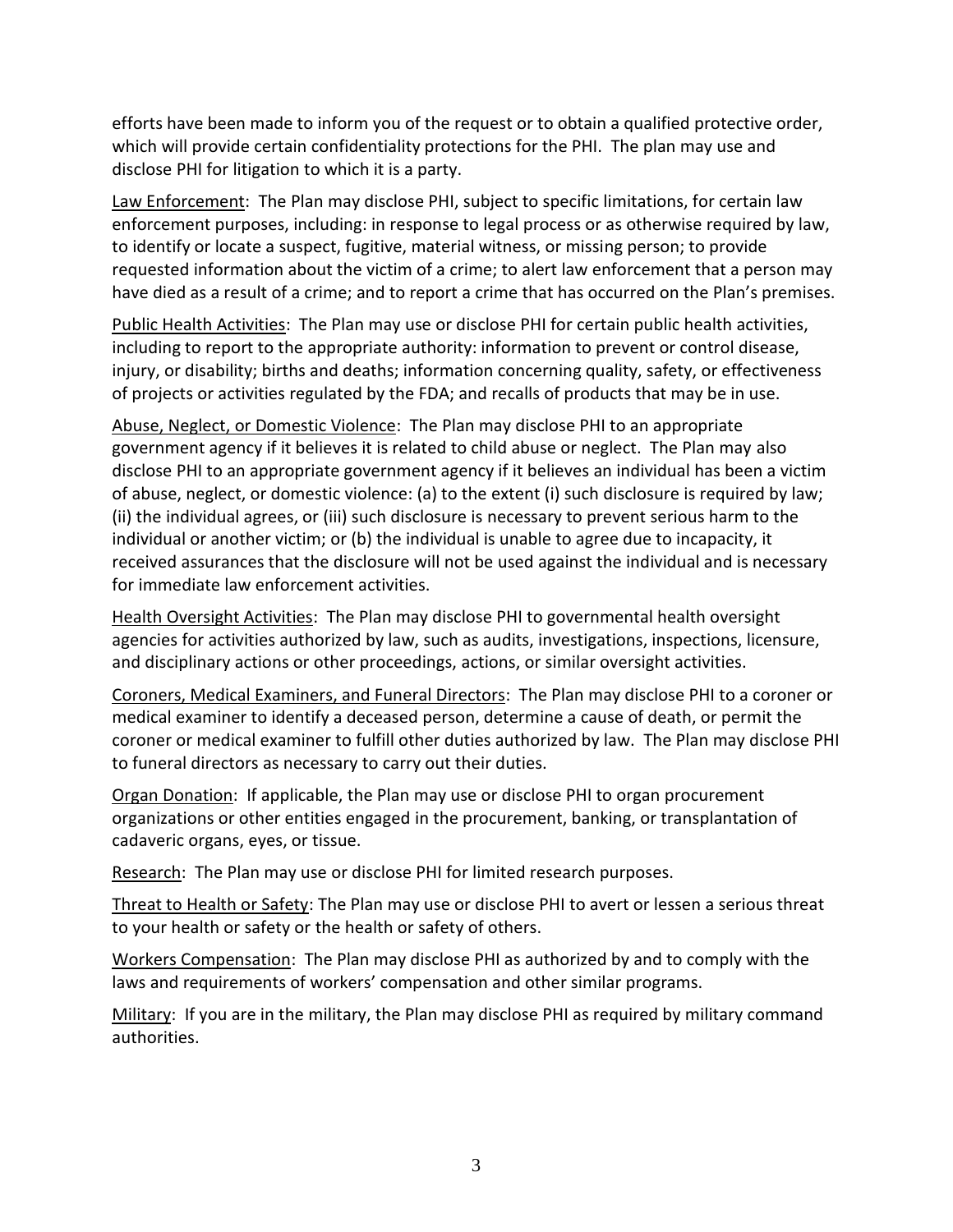efforts have been made to inform you of the request or to obtain a qualified protective order, which will provide certain confidentiality protections for the PHI. The plan may use and disclose PHI for litigation to which it is a party.

Law Enforcement: The Plan may disclose PHI, subject to specific limitations, for certain law enforcement purposes, including: in response to legal process or as otherwise required by law, to identify or locate a suspect, fugitive, material witness, or missing person; to provide requested information about the victim of a crime; to alert law enforcement that a person may have died as a result of a crime; and to report a crime that has occurred on the Plan's premises.

Public Health Activities: The Plan may use or disclose PHI for certain public health activities, including to report to the appropriate authority: information to prevent or control disease, injury, or disability; births and deaths; information concerning quality, safety, or effectiveness of projects or activities regulated by the FDA; and recalls of products that may be in use.

Abuse, Neglect, or Domestic Violence: The Plan may disclose PHI to an appropriate government agency if it believes it is related to child abuse or neglect. The Plan may also disclose PHI to an appropriate government agency if it believes an individual has been a victim of abuse, neglect, or domestic violence: (a) to the extent (i) such disclosure is required by law; (ii) the individual agrees, or (iii) such disclosure is necessary to prevent serious harm to the individual or another victim; or (b) the individual is unable to agree due to incapacity, it received assurances that the disclosure will not be used against the individual and is necessary for immediate law enforcement activities.

Health Oversight Activities: The Plan may disclose PHI to governmental health oversight agencies for activities authorized by law, such as audits, investigations, inspections, licensure, and disciplinary actions or other proceedings, actions, or similar oversight activities.

Coroners, Medical Examiners, and Funeral Directors: The Plan may disclose PHI to a coroner or medical examiner to identify a deceased person, determine a cause of death, or permit the coroner or medical examiner to fulfill other duties authorized by law. The Plan may disclose PHI to funeral directors as necessary to carry out their duties.

Organ Donation: If applicable, the Plan may use or disclose PHI to organ procurement organizations or other entities engaged in the procurement, banking, or transplantation of cadaveric organs, eyes, or tissue.

Research: The Plan may use or disclose PHI for limited research purposes.

Threat to Health or Safety: The Plan may use or disclose PHI to avert or lessen a serious threat to your health or safety or the health or safety of others.

Workers Compensation: The Plan may disclose PHI as authorized by and to comply with the laws and requirements of workers' compensation and other similar programs.

Military: If you are in the military, the Plan may disclose PHI as required by military command authorities.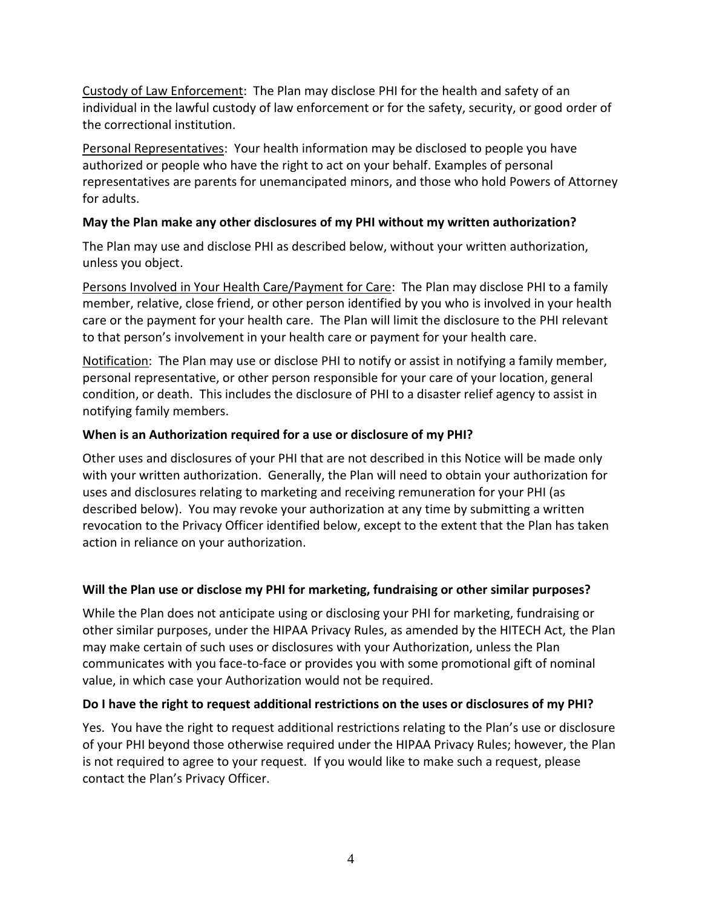Custody of Law Enforcement: The Plan may disclose PHI for the health and safety of an individual in the lawful custody of law enforcement or for the safety, security, or good order of the correctional institution.

Personal Representatives: Your health information may be disclosed to people you have authorized or people who have the right to act on your behalf. Examples of personal representatives are parents for unemancipated minors, and those who hold Powers of Attorney for adults.

**May the Plan make any other disclosures of my PHI without my written authorization?**

The Plan may use and disclose PHI as described below, without your written authorization, unless you object.

Persons Involved in Your Health Care/Payment for Care: The Plan may disclose PHI to a family member, relative, close friend, or other person identified by you who is involved in your health care or the payment for your health care. The Plan will limit the disclosure to the PHI relevant to that person's involvement in your health care or payment for your health care.

Notification: The Plan may use or disclose PHI to notify or assist in notifying a family member, personal representative, or other person responsible for your care of your location, general condition, or death. This includes the disclosure of PHI to a disaster relief agency to assist in notifying family members.

**When is an Authorization required for a use or disclosure of my PHI?**

Other uses and disclosures of your PHI that are not described in this Notice will be made only with your written authorization. Generally, the Plan will need to obtain your authorization for uses and disclosures relating to marketing and receiving remuneration for your PHI (as described below). You may revoke your authorization at any time by submitting a written revocation to the Privacy Officer identified below, except to the extent that the Plan has taken action in reliance on your authorization.

**Will the Plan use or disclose my PHI for marketing, fundraising or other similar purposes?**

While the Plan does not anticipate using or disclosing your PHI for marketing, fundraising or other similar purposes, under the HIPAA Privacy Rules, as amended by the HITECH Act, the Plan may make certain of such uses or disclosures with your Authorization, unless the Plan communicates with you face-to-face or provides you with some promotional gift of nominal value, in which case your Authorization would not be required.

**Do I have the right to request additional restrictions on the uses or disclosures of my PHI?**

Yes. You have the right to request additional restrictions relating to the Plan's use or disclosure of your PHI beyond those otherwise required under the HIPAA Privacy Rules; however, the Plan is not required to agree to your request. If you would like to make such a request, please contact the Plan's Privacy Officer.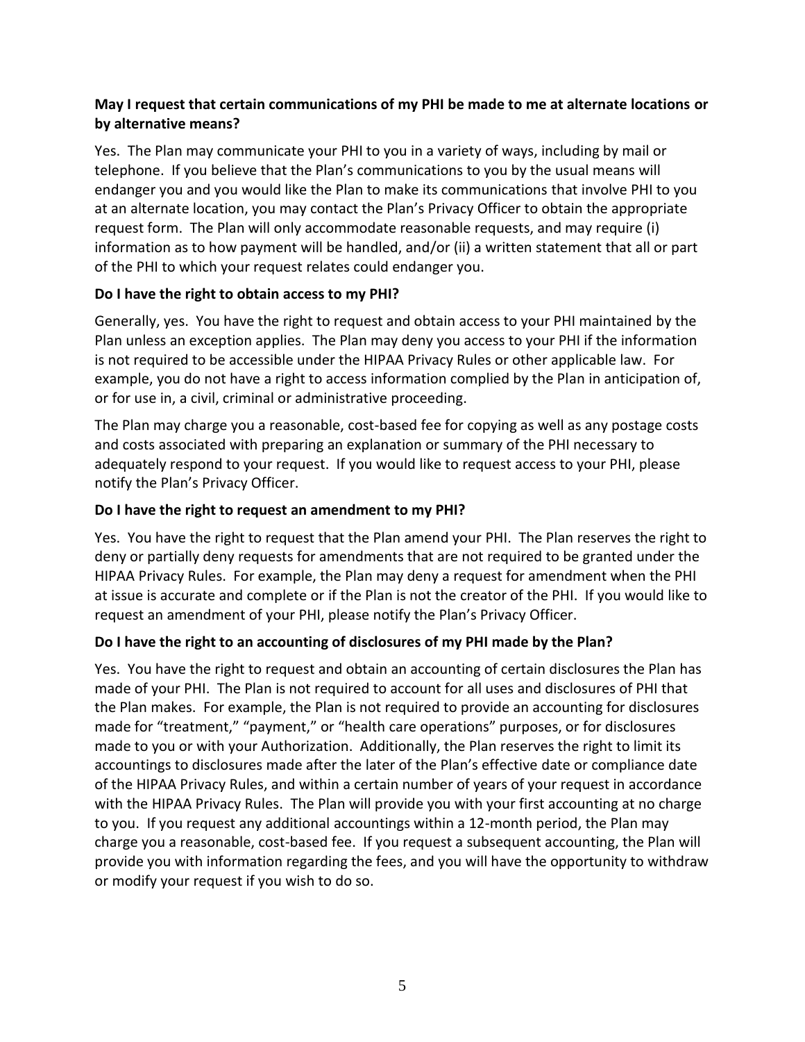**May I request that certain communications of my PHI be made to me at alternate locations or by alternative means?**

Yes. The Plan may communicate your PHI to you in a variety of ways, including by mail or telephone. If you believe that the Plan's communications to you by the usual means will endanger you and you would like the Plan to make its communications that involve PHI to you at an alternate location, you may contact the Plan's Privacy Officer to obtain the appropriate request form. The Plan will only accommodate reasonable requests, and may require (i) information as to how payment will be handled, and/or (ii) a written statement that all or part of the PHI to which your request relates could endanger you.

**Do I have the right to obtain access to my PHI?**

Generally, yes. You have the right to request and obtain access to your PHI maintained by the Plan unless an exception applies. The Plan may deny you access to your PHI if the information is not required to be accessible under the HIPAA Privacy Rules or other applicable law. For example, you do not have a right to access information complied by the Plan in anticipation of, or for use in, a civil, criminal or administrative proceeding.

The Plan may charge you a reasonable, cost-based fee for copying as well as any postage costs and costs associated with preparing an explanation or summary of the PHI necessary to adequately respond to your request. If you would like to request access to your PHI, please notify the Plan's Privacy Officer.

**Do I have the right to request an amendment to my PHI?**

Yes. You have the right to request that the Plan amend your PHI. The Plan reserves the right to deny or partially deny requests for amendments that are not required to be granted under the HIPAA Privacy Rules. For example, the Plan may deny a request for amendment when the PHI at issue is accurate and complete or if the Plan is not the creator of the PHI. If you would like to request an amendment of your PHI, please notify the Plan's Privacy Officer.

**Do I have the right to an accounting of disclosures of my PHI made by the Plan?**

Yes. You have the right to request and obtain an accounting of certain disclosures the Plan has made of your PHI. The Plan is not required to account for all uses and disclosures of PHI that the Plan makes. For example, the Plan is not required to provide an accounting for disclosures made for "treatment," "payment," or "health care operations" purposes, or for disclosures made to you or with your Authorization. Additionally, the Plan reserves the right to limit its accountings to disclosures made after the later of the Plan's effective date or compliance date of the HIPAA Privacy Rules, and within a certain number of years of your request in accordance with the HIPAA Privacy Rules. The Plan will provide you with your first accounting at no charge to you. If you request any additional accountings within a 12-month period, the Plan may charge you a reasonable, cost-based fee. If you request a subsequent accounting, the Plan will provide you with information regarding the fees, and you will have the opportunity to withdraw or modify your request if you wish to do so.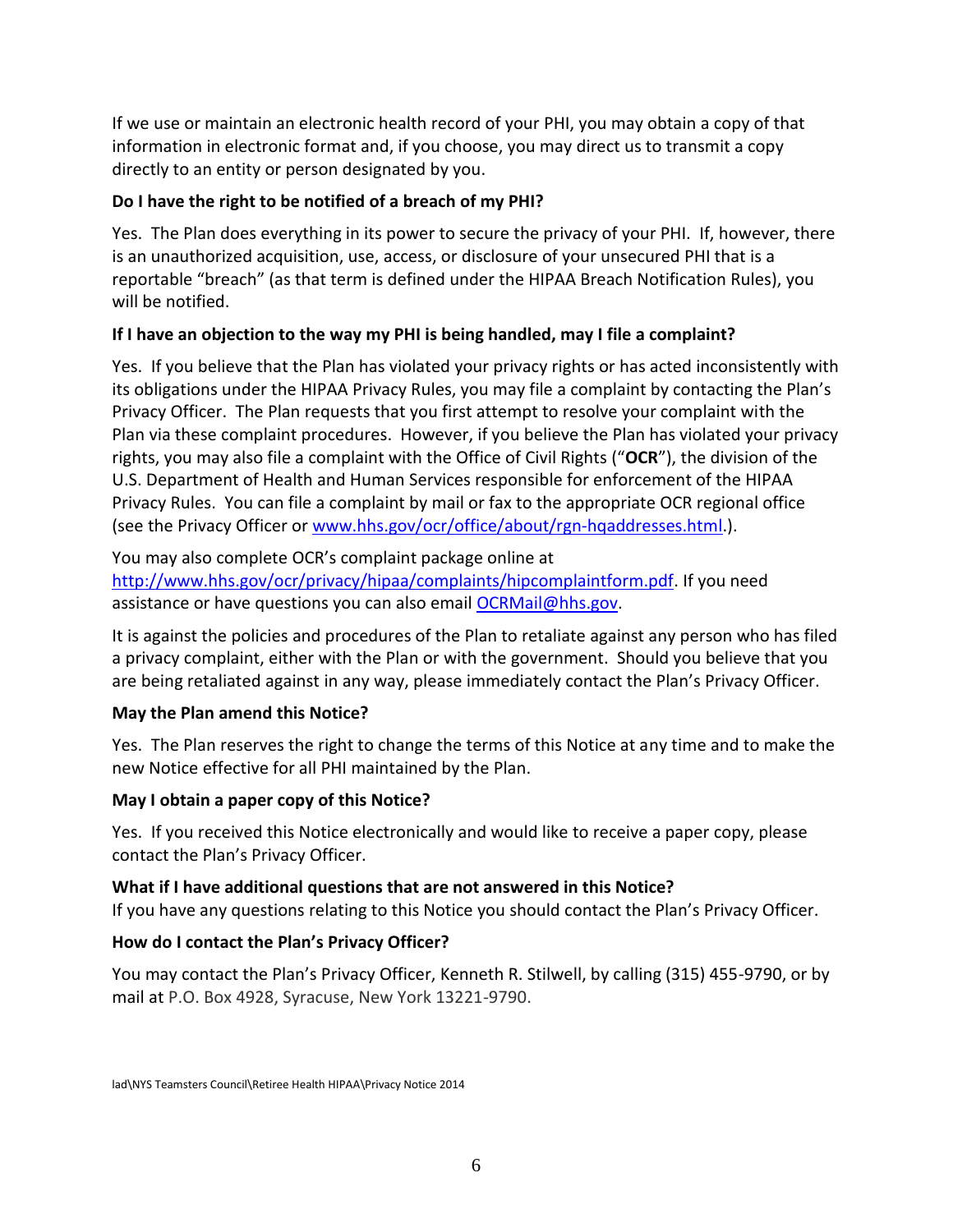If we use or maintain an electronic health record of your PHI, you may obtain a copy of that information in electronic format and, if you choose, you may direct us to transmit a copy directly to an entity or person designated by you.

**Do I have the right to be notified of a breach of my PHI?**

Yes. The Plan does everything in its power to secure the privacy of your PHI. If, however, there is an unauthorized acquisition, use, access, or disclosure of your unsecured PHI that is a reportable "breach" (as that term is defined under the HIPAA Breach Notification Rules), you will be notified.

**If I have an objection to the way my PHI is being handled, may I file a complaint?**

Yes. If you believe that the Plan has violated your privacy rights or has acted inconsistently with its obligations under the HIPAA Privacy Rules, you may file a complaint by contacting the Plan's Privacy Officer. The Plan requests that you first attempt to resolve your complaint with the Plan via these complaint procedures. However, if you believe the Plan has violated your privacy rights, you may also file a complaint with the Office of Civil Rights ("**OCR**"), the division of the U.S. Department of Health and Human Services responsible for enforcement of the HIPAA Privacy Rules. You can file a complaint by mail or fax to the appropriate OCR regional office (see the Privacy Officer or [www.hhs.gov/ocr/office/about/rgn-hqaddresses.html](www.hhs.gov/ocr/office/about/rgn-hqaddresses.html).).

You may also complete OCR's complaint package online at [http://www.hhs.gov/ocr/privacy/hipaa/complaints/hipcomplaintform.pdf](http://www.hhs.gov/ocr/privacy/hipaa/complaints/hipcomplaintform.pdf). If you need assistance or have questions you can also email [OCRMail@hhs.gov](mailto:OCRMail@hhs.gov).

It is against the policies and procedures of the Plan to retaliate against any person who has filed a privacy complaint, either with the Plan or with the government. Should you believe that you are being retaliated against in any way, please immediately contact the Plan's Privacy Officer.

**May the Plan amend this Notice?**

Yes. The Plan reserves the right to change the terms of this Notice at any time and to make the new Notice effective for all PHI maintained by the Plan.

**May I obtain a paper copy of this Notice?**

Yes. If you received this Notice electronically and would like to receive a paper copy, please contact the Plan's Privacy Officer.

**What if I have additional questions that are not answered in this Notice?**

If you have any questions relating to this Notice you should contact the Plan's Privacy Officer.

**How do I contact the Plan's Privacy Officer?**

You may contact the Plan's Privacy Officer, Kenneth R. Stilwell, by calling (315) 455-9790, or by mail at P.O. Box 4928, Syracuse, New York 13221-9790.

lad\NYS Teamsters Council\Retiree Health HIPAA\Privacy Notice 2014